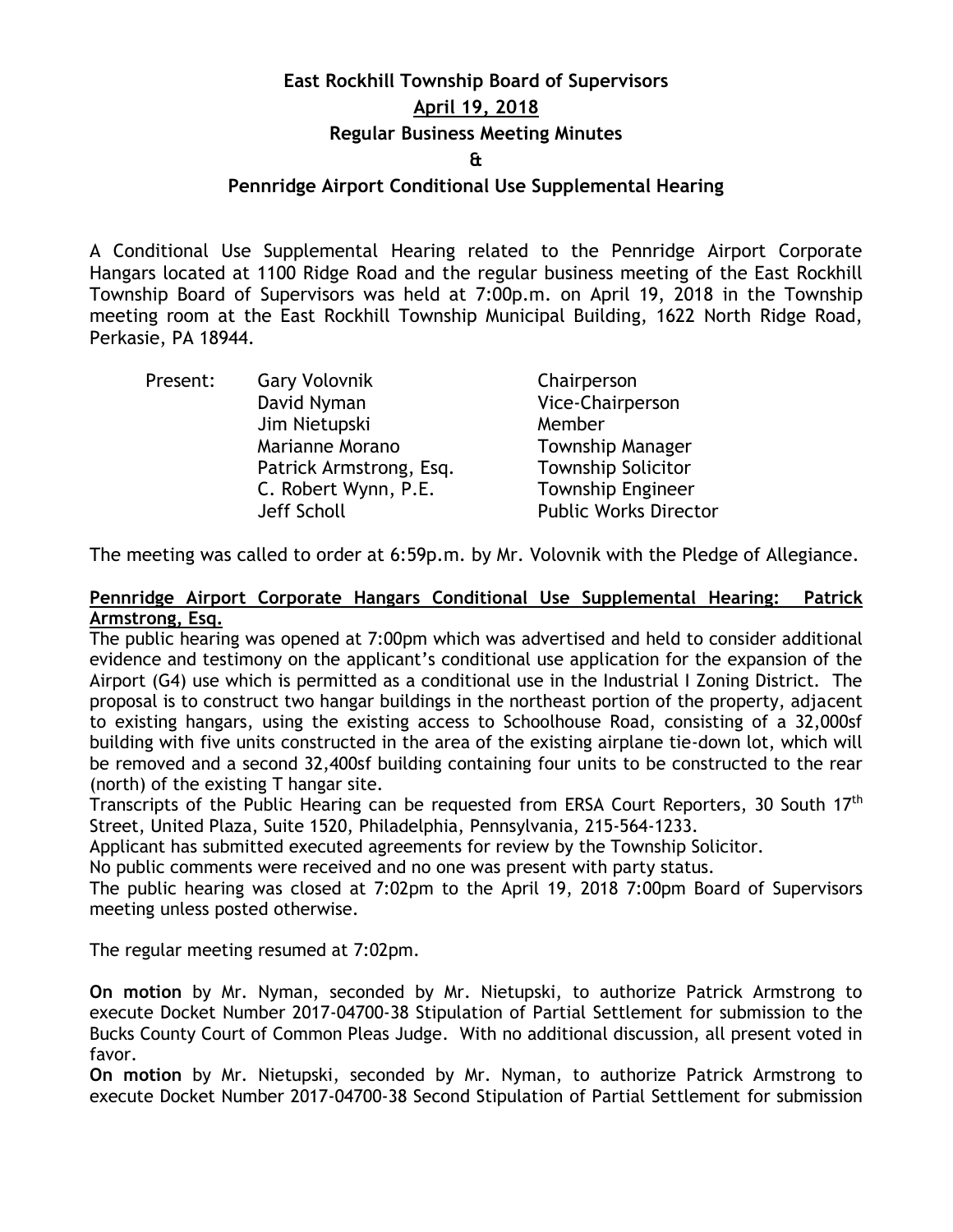# East Rockhill Township Board of Supervisors

## April 19, 2018

## Regular Business Meeting Minutes

## &

## Pennridge Airport Conditional Use Supplemental Hearing

A Conditional Use Supplemental Hearing related to the Pennridge Airport Corporate Hangars located at 1100 Ridge Road and the regular business meeting of the East Rockhill Township Board of Supervisors was held at 7:00p.m. on April 19, 2018 in the Township meeting room at the East Rockhill Township Municipal Building, 1622 North Ridge Road, Perkasie, PA 18944.

| | | |
|---|---|---|
| Present: | Gary Volovnik | Chairperson |
| | David Nyman | Vice-Chairperson |
| | Jim Nietupski | Member |
| | Marianne Morano | Township Manager |
| | Patrick Armstrong, Esq. | Township Solicitor |
| | C. Robert Wynn, P.E. | Township Engineer |
| | Jeff Scholl | Public Works Director |

The meeting was called to order at 6:59p.m. by Mr. Volovnik with the Pledge of Allegiance.

**Pennridge Airport Corporate Hangars Conditional Use Supplemental Hearing: Patrick Armstrong, Esq.**

The public hearing was opened at 7:00pm which was advertised and held to consider additional evidence and testimony on the applicant's conditional use application for the expansion of the Airport (G4) use which is permitted as a conditional use in the Industrial I Zoning District. The proposal is to construct two hangar buildings in the northeast portion of the property, adjacent to existing hangars, using the existing access to Schoolhouse Road, consisting of a 32,000sf building with five units constructed in the area of the existing airplane tie-down lot, which will be removed and a second 32,400sf building containing four units to be constructed to the rear (north) of the existing T hangar site.

Transcripts of the Public Hearing can be requested from ERSA Court Reporters, 30 South 17th Street, United Plaza, Suite 1520, Philadelphia, Pennsylvania, 215-564-1233.

Applicant has submitted executed agreements for review by the Township Solicitor.

No public comments were received and no one was present with party status.

The public hearing was closed at 7:02pm to the April 19, 2018 7:00pm Board of Supervisors meeting unless posted otherwise.

The regular meeting resumed at 7:02pm.

**On motion** by Mr. Nyman, seconded by Mr. Nietupski, to authorize Patrick Armstrong to execute Docket Number 2017-04700-38 Stipulation of Partial Settlement for submission to the Bucks County Court of Common Pleas Judge. With no additional discussion, all present voted in favor.

**On motion** by Mr. Nietupski, seconded by Mr. Nyman, to authorize Patrick Armstrong to execute Docket Number 2017-04700-38 Second Stipulation of Partial Settlement for submission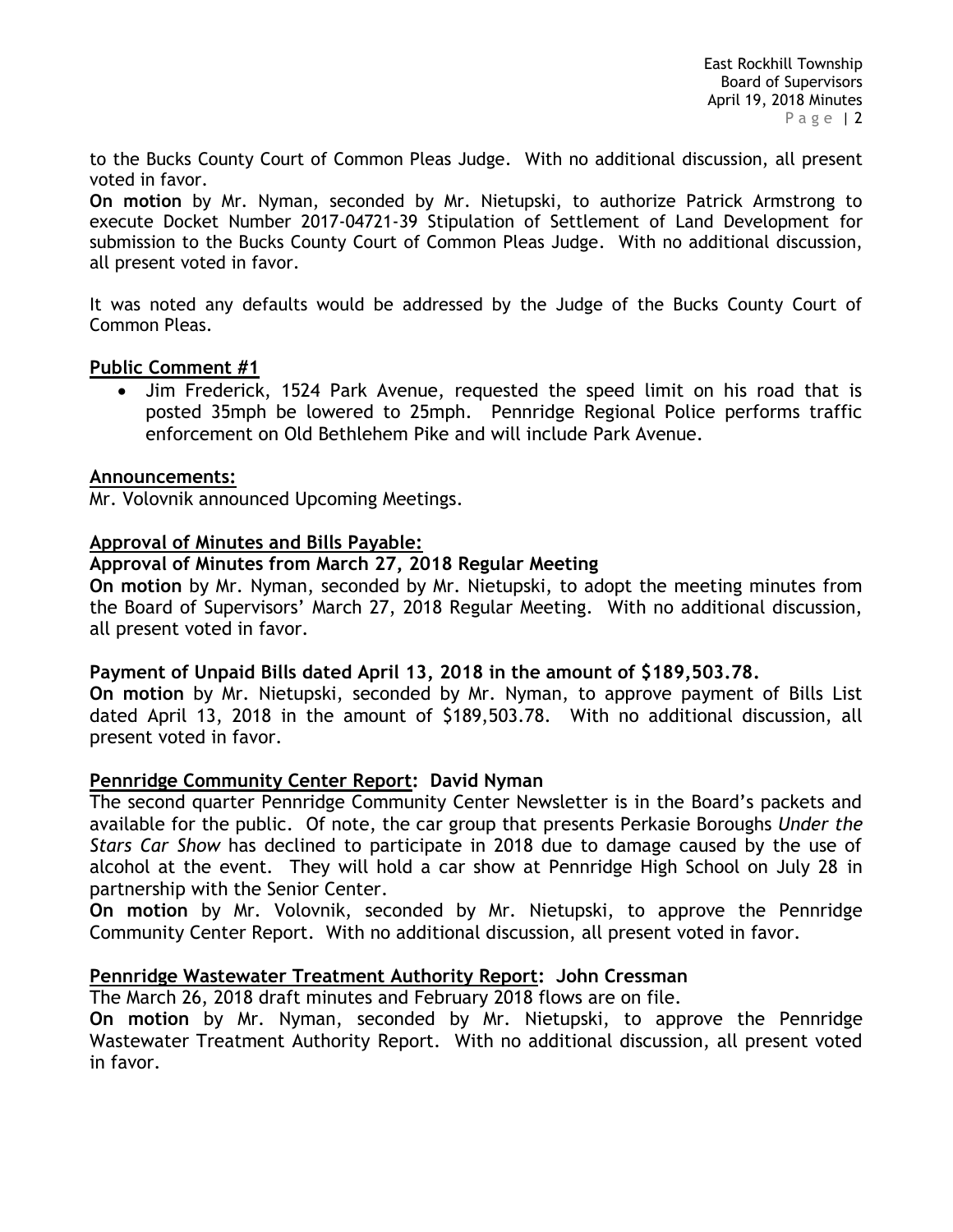to the Bucks County Court of Common Pleas Judge. With no additional discussion, all present voted in favor.

**On motion** by Mr. Nyman, seconded by Mr. Nietupski, to authorize Patrick Armstrong to execute Docket Number 2017-04721-39 Stipulation of Settlement of Land Development for submission to the Bucks County Court of Common Pleas Judge. With no additional discussion, all present voted in favor.

It was noted any defaults would be addressed by the Judge of the Bucks County Court of Common Pleas.

## Public Comment #1

- Jim Frederick, 1524 Park Avenue, requested the speed limit on his road that is posted 35mph be lowered to 25mph. Pennridge Regional Police performs traffic enforcement on Old Bethlehem Pike and will include Park Avenue.

## Announcements:

Mr. Volovnik announced Upcoming Meetings.

## Approval of Minutes and Bills Payable:

### Approval of Minutes from March 27, 2018 Regular Meeting

**On motion** by Mr. Nyman, seconded by Mr. Nietupski, to adopt the meeting minutes from the Board of Supervisors' March 27, 2018 Regular Meeting. With no additional discussion, all present voted in favor.

### Payment of Unpaid Bills dated April 13, 2018 in the amount of $189,503.78.

**On motion** by Mr. Nietupski, seconded by Mr. Nyman, to approve payment of Bills List dated April 13, 2018 in the amount of $189,503.78. With no additional discussion, all present voted in favor.

## Pennridge Community Center Report: David Nyman

The second quarter Pennridge Community Center Newsletter is in the Board's packets and available for the public. Of note, the car group that presents Perkasie Boroughs *Under the Stars Car Show* has declined to participate in 2018 due to damage caused by the use of alcohol at the event. They will hold a car show at Pennridge High School on July 28 in partnership with the Senior Center.

**On motion** by Mr. Volovnik, seconded by Mr. Nietupski, to approve the Pennridge Community Center Report. With no additional discussion, all present voted in favor.

## Pennridge Wastewater Treatment Authority Report: John Cressman

The March 26, 2018 draft minutes and February 2018 flows are on file.

**On motion** by Mr. Nyman, seconded by Mr. Nietupski, to approve the Pennridge Wastewater Treatment Authority Report. With no additional discussion, all present voted in favor.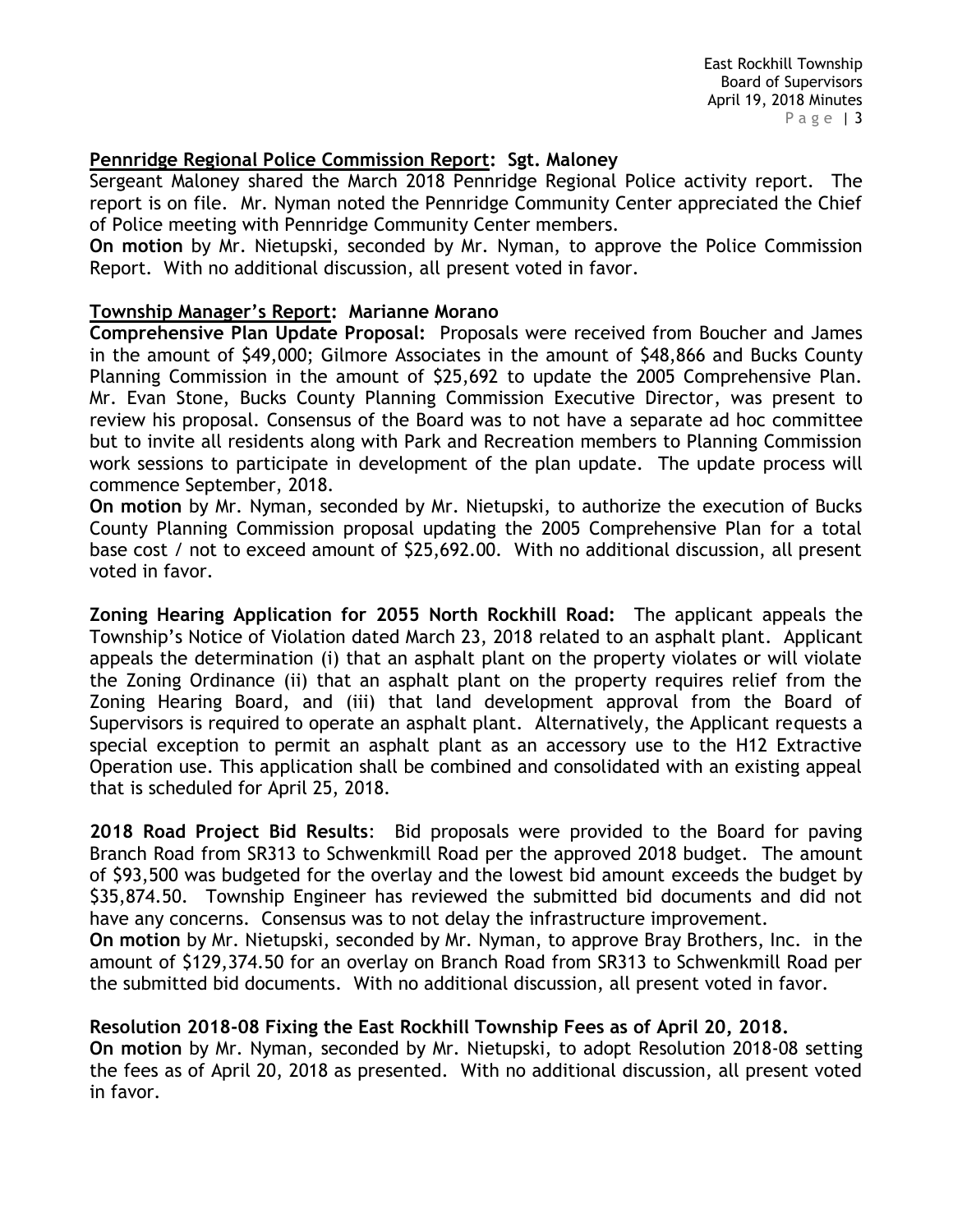**Pennridge Regional Police Commission Report: Sgt. Maloney**

Sergeant Maloney shared the March 2018 Pennridge Regional Police activity report. The report is on file. Mr. Nyman noted the Pennridge Community Center appreciated the Chief of Police meeting with Pennridge Community Center members.

**On motion** by Mr. Nietupski, seconded by Mr. Nyman, to approve the Police Commission Report. With no additional discussion, all present voted in favor.

**Township Manager's Report: Marianne Morano**

**Comprehensive Plan Update Proposal:** Proposals were received from Boucher and James in the amount of $49,000; Gilmore Associates in the amount of $48,866 and Bucks County Planning Commission in the amount of $25,692 to update the 2005 Comprehensive Plan. Mr. Evan Stone, Bucks County Planning Commission Executive Director, was present to review his proposal. Consensus of the Board was to not have a separate ad hoc committee but to invite all residents along with Park and Recreation members to Planning Commission work sessions to participate in development of the plan update. The update process will commence September, 2018.

**On motion** by Mr. Nyman, seconded by Mr. Nietupski, to authorize the execution of Bucks County Planning Commission proposal updating the 2005 Comprehensive Plan for a total base cost / not to exceed amount of $25,692.00. With no additional discussion, all present voted in favor.

**Zoning Hearing Application for 2055 North Rockhill Road:** The applicant appeals the Township's Notice of Violation dated March 23, 2018 related to an asphalt plant. Applicant appeals the determination (i) that an asphalt plant on the property violates or will violate the Zoning Ordinance (ii) that an asphalt plant on the property requires relief from the Zoning Hearing Board, and (iii) that land development approval from the Board of Supervisors is required to operate an asphalt plant. Alternatively, the Applicant requests a special exception to permit an asphalt plant as an accessory use to the H12 Extractive Operation use. This application shall be combined and consolidated with an existing appeal that is scheduled for April 25, 2018.

**2018 Road Project Bid Results**: Bid proposals were provided to the Board for paving Branch Road from SR313 to Schwenkmill Road per the approved 2018 budget. The amount of $93,500 was budgeted for the overlay and the lowest bid amount exceeds the budget by $35,874.50. Township Engineer has reviewed the submitted bid documents and did not have any concerns. Consensus was to not delay the infrastructure improvement.

**On motion** by Mr. Nietupski, seconded by Mr. Nyman, to approve Bray Brothers, Inc. in the amount of $129,374.50 for an overlay on Branch Road from SR313 to Schwenkmill Road per the submitted bid documents. With no additional discussion, all present voted in favor.

**Resolution 2018-08 Fixing the East Rockhill Township Fees as of April 20, 2018.**

**On motion** by Mr. Nyman, seconded by Mr. Nietupski, to adopt Resolution 2018-08 setting the fees as of April 20, 2018 as presented. With no additional discussion, all present voted in favor.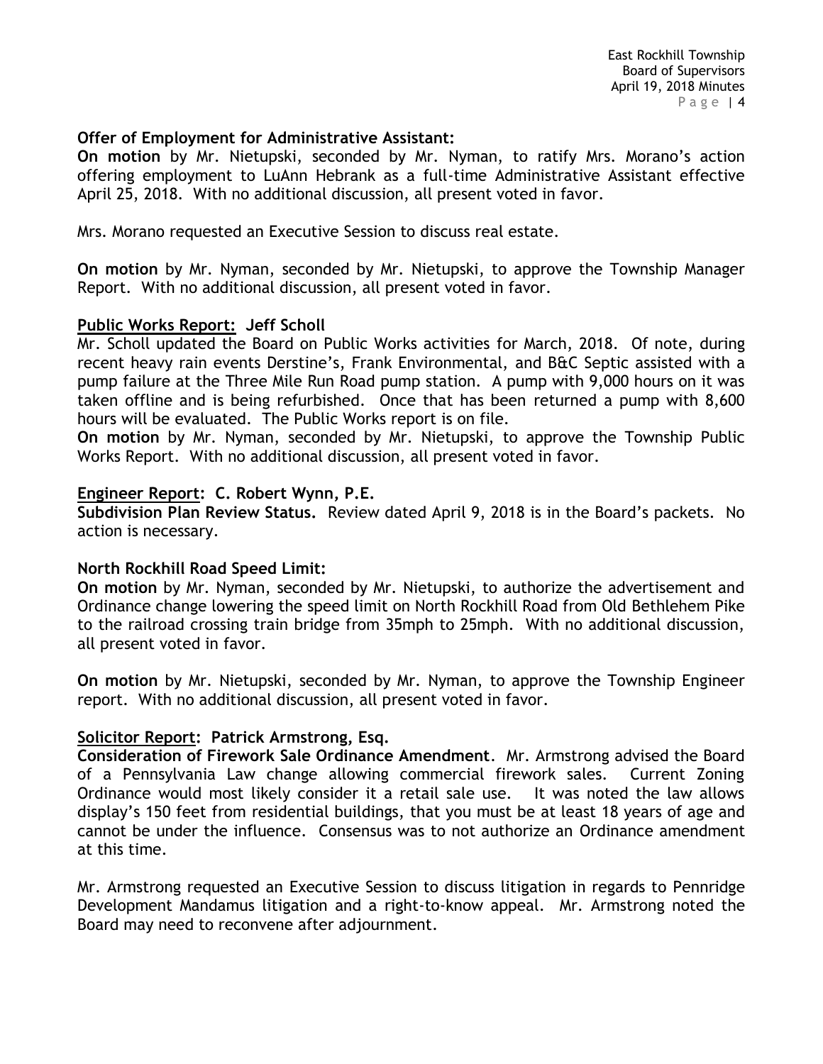**Offer of Employment for Administrative Assistant:**
**On motion** by Mr. Nietupski, seconded by Mr. Nyman, to ratify Mrs. Morano's action offering employment to LuAnn Hebrank as a full-time Administrative Assistant effective April 25, 2018. With no additional discussion, all present voted in favor.

Mrs. Morano requested an Executive Session to discuss real estate.

**On motion** by Mr. Nyman, seconded by Mr. Nietupski, to approve the Township Manager Report. With no additional discussion, all present voted in favor.

## **Public Works Report: Jeff Scholl**

Mr. Scholl updated the Board on Public Works activities for March, 2018. Of note, during recent heavy rain events Derstine's, Frank Environmental, and B&C Septic assisted with a pump failure at the Three Mile Run Road pump station. A pump with 9,000 hours on it was taken offline and is being refurbished. Once that has been returned a pump with 8,600 hours will be evaluated. The Public Works report is on file.
**On motion** by Mr. Nyman, seconded by Mr. Nietupski, to approve the Township Public Works Report. With no additional discussion, all present voted in favor.

## **Engineer Report: C. Robert Wynn, P.E.**

**Subdivision Plan Review Status.** Review dated April 9, 2018 is in the Board's packets. No action is necessary.

**North Rockhill Road Speed Limit:**
**On motion** by Mr. Nyman, seconded by Mr. Nietupski, to authorize the advertisement and Ordinance change lowering the speed limit on North Rockhill Road from Old Bethlehem Pike to the railroad crossing train bridge from 35mph to 25mph. With no additional discussion, all present voted in favor.

**On motion** by Mr. Nietupski, seconded by Mr. Nyman, to approve the Township Engineer report. With no additional discussion, all present voted in favor.

## **Solicitor Report: Patrick Armstrong, Esq.**

**Consideration of Firework Sale Ordinance Amendment**. Mr. Armstrong advised the Board of a Pennsylvania Law change allowing commercial firework sales. Current Zoning Ordinance would most likely consider it a retail sale use. It was noted the law allows display's 150 feet from residential buildings, that you must be at least 18 years of age and cannot be under the influence. Consensus was to not authorize an Ordinance amendment at this time.

Mr. Armstrong requested an Executive Session to discuss litigation in regards to Pennridge Development Mandamus litigation and a right-to-know appeal. Mr. Armstrong noted the Board may need to reconvene after adjournment.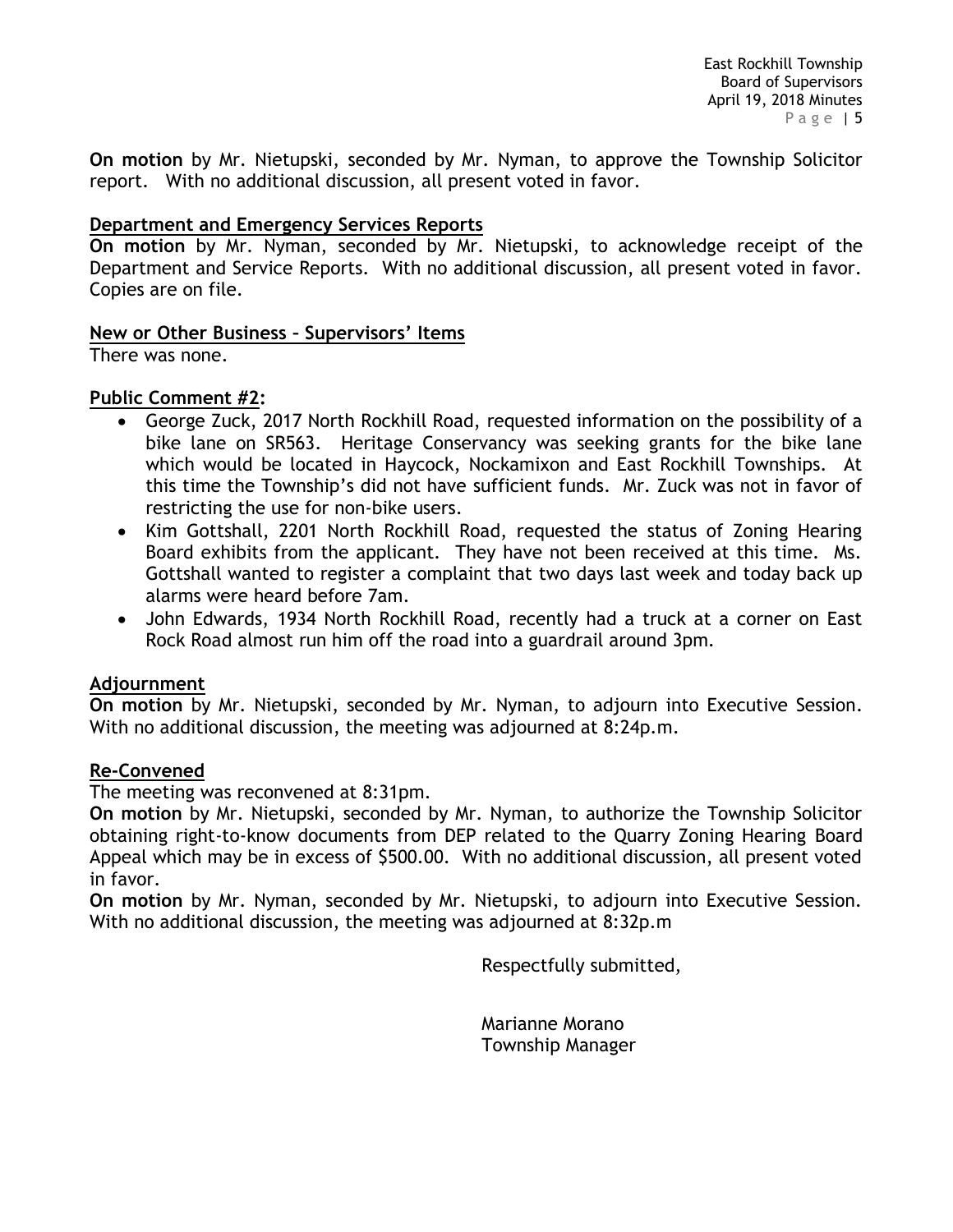**On motion** by Mr. Nietupski, seconded by Mr. Nyman, to approve the Township Solicitor report. With no additional discussion, all present voted in favor.

**Department and Emergency Services Reports**

**On motion** by Mr. Nyman, seconded by Mr. Nietupski, to acknowledge receipt of the Department and Service Reports. With no additional discussion, all present voted in favor. Copies are on file.

**New or Other Business – Supervisors' Items**

There was none.

**Public Comment #2:**

- George Zuck, 2017 North Rockhill Road, requested information on the possibility of a bike lane on SR563. Heritage Conservancy was seeking grants for the bike lane which would be located in Haycock, Nockamixon and East Rockhill Townships. At this time the Township's did not have sufficient funds. Mr. Zuck was not in favor of restricting the use for non-bike users.
- Kim Gottshall, 2201 North Rockhill Road, requested the status of Zoning Hearing Board exhibits from the applicant. They have not been received at this time. Ms. Gottshall wanted to register a complaint that two days last week and today back up alarms were heard before 7am.
- John Edwards, 1934 North Rockhill Road, recently had a truck at a corner on East Rock Road almost run him off the road into a guardrail around 3pm.

**Adjournment**

**On motion** by Mr. Nietupski, seconded by Mr. Nyman, to adjourn into Executive Session. With no additional discussion, the meeting was adjourned at 8:24p.m.

**Re-Convened**

The meeting was reconvened at 8:31pm.

**On motion** by Mr. Nietupski, seconded by Mr. Nyman, to authorize the Township Solicitor obtaining right-to-know documents from DEP related to the Quarry Zoning Hearing Board Appeal which may be in excess of $500.00. With no additional discussion, all present voted in favor.

**On motion** by Mr. Nyman, seconded by Mr. Nietupski, to adjourn into Executive Session. With no additional discussion, the meeting was adjourned at 8:32p.m

Respectfully submitted,

Marianne Morano
Township Manager